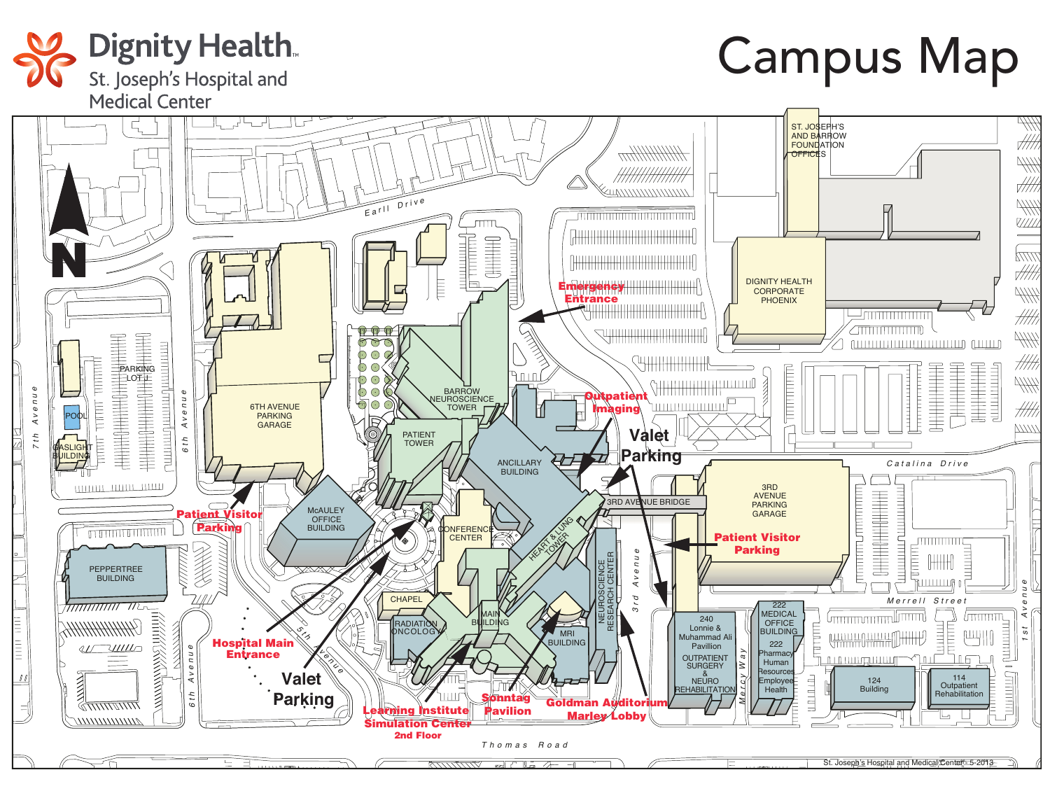# Dignity Health

St. Joseph's Hospital and Medical Center

# Campus Map

N

Earll Drive

7th Avenue

6th Avenue

PARKING LOT J

POOL

GASLIGHT BUILDING

6TH AVENUE PARKING GARAGE

Patient Visitor Parking

McAULEY OFFICE BUILDING

PEPPERTREE BUILDING

Hospital Main Entrance

Valet Parking

5th Avenue

BARROW NEUROSCIENCE TOWER

PATIENT TOWER

ANCILLARY BUILDING

CONFERENCE CENTER

CHAPEL

RADIATION ONCOLOGY

MAIN BUILDING

HEART & LUNG TOWER

MRI BUILDING

NEUROSCIENCE RESEARCH CENTER

Emergency Entrance

Outpatient Imaging

Valet Parking

3RD AVENUE BRIDGE

Learning Institute Simulation Center 2nd Floor

Sonntag Pavilion

Goldman Auditorium Marley Lobby

Thomas Road

3rd Avenue

ST. JOSEPH'S AND BARROW FOUNDATION OFFICES

DIGNITY HEALTH CORPORATE PHOENIX

Catalina Drive

3RD AVENUE PARKING GARAGE

Patient Visitor Parking

Merrell Street

240 Lonnie & Muhammad Ali Pavillion

OUTPATIENT SURGERY & NEURO REHABILITATION

Mercy Way

222 MEDICAL OFFICE BUILDING

222 Pharmacy Human Resources Employee Health

124 Building

114 Outpatient Rehabilitation

1st Avenue

St. Joseph's Hospital and Medical Center - 5-2013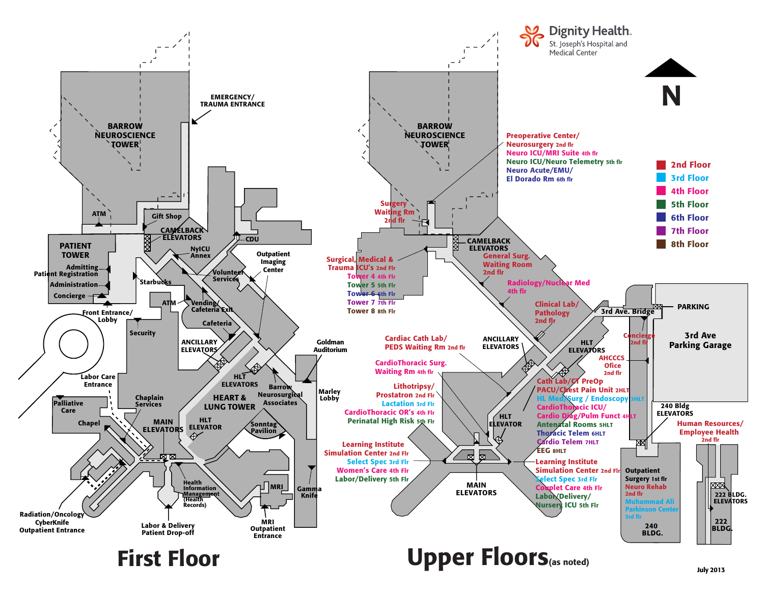Dignity Health
St. Joseph's Hospital and Medical Center

N

# First Floor

EMERGENCY/ TRAUMA ENTRANCE

BARROW NEUROSCIENCE TOWER

ATM

Gift Shop

CAMELBACK ELEVATORS

CDU

PATIENT TOWER

Admitting

Patient Registration

Administration

Concierge

NyICU Annex

Starbucks

Volunteer Services

Outpatient Imaging Center

ATM

Vending/ Cafeteria Exit

Front Entrance/ Lobby

Cafeteria

Security

ANCILLARY ELEVATORS

Goldman Auditorium

Labor Care Entrance

HLT ELEVATORS

Barrow Neurosurgical Associates

Marley Lobby

Palliative Care

Chaplain Services

HEART & LUNG TOWER

Chapel

MAIN ELEVATORS

HLT ELEVATOR

Sonntag Pavilion

Health Information Management (Health Records)

MRI

Gamma Knife

Radiation/Oncology CyberKnife Outpatient Entrance

Labor & Delivery Patient Drop-off

MRI Outpatient Entrance

# Upper Floors (as noted)

BARROW NEUROSCIENCE TOWER

Preoperative Center/ Neurosurgery 2nd flr
Neuro ICU/MRI Suite 4th flr
Neuro ICU/Neuro Telemetry 5th flr
Neuro Acute/EMU/ El Dorado Rm 6th flr

- 2nd Floor
- 3rd Floor
- 4th Floor
- 5th Floor
- 6th Floor
- 7th Floor
- 8th Floor

Surgery Waiting Rm 2nd flr

CAMELBACK ELEVATORS

General Surg. Waiting Room 2nd flr

Surgical, Medical & Trauma ICU's 2nd Flr
Tower 4 4th Flr
Tower 5 5th Flr
Tower 6 6th Flr
Tower 7 7th Flr
Tower 8 8th Flr

Radiology/Nuclear Med 4th flr

Clinical Lab/ Pathology 2nd flr

3rd Ave. Bridge

PARKING

Concierge 2nd flr

3rd Ave Parking Garage

Cardiac Cath Lab/ PEDS Waiting Rm 2nd flr

ANCILLARY ELEVATORS

HLT ELEVATORS

AHCCCS Ofice 2nd flr

CardioThoracic Surg. Waiting Rm 4th flr

Cath Lab/CT PreOp
PACU/Chest Pain Unit 2HLT
HL Med/Surg / Endoscopy 3HLT
CardioThoracic ICU/
Cardio Diag/Pulm Funct 4HLT
Antenatal Rooms 5HLT
Thoracic Telem 6HLT
Cardio Telem 7HLT
EEG 8HLT

Lithotripsy/ Prostatron 2nd Flr
Lactation 3rd Flr
CardioThoracic OR's 4th Flr
Perinatal High Risk 5th Flr

HLT ELEVATOR

240 Bldg ELEVATORS

Human Resources/ Employee Health 2nd flr

Learning Institute Simulation Center 2nd Flr
Select Spec 3rd Flr
Women's Care 4th Flr
Labor/Delivery 5th Flr

MAIN ELEVATORS

Learning Institute Simulation Center 2nd Flr
Select Spec 3rd Flr
Couplet Care 4th Flr
Labor/Delivery/ Nursery ICU 5th Flr

Outpatient Surgery 1st flr
Neuro Rehab 2nd flr
Muhammad Ali Parkinson Center 3rd flr

240 BLDG.

222 BLDG. ELEVATORS

222 BLDG.

July 2013